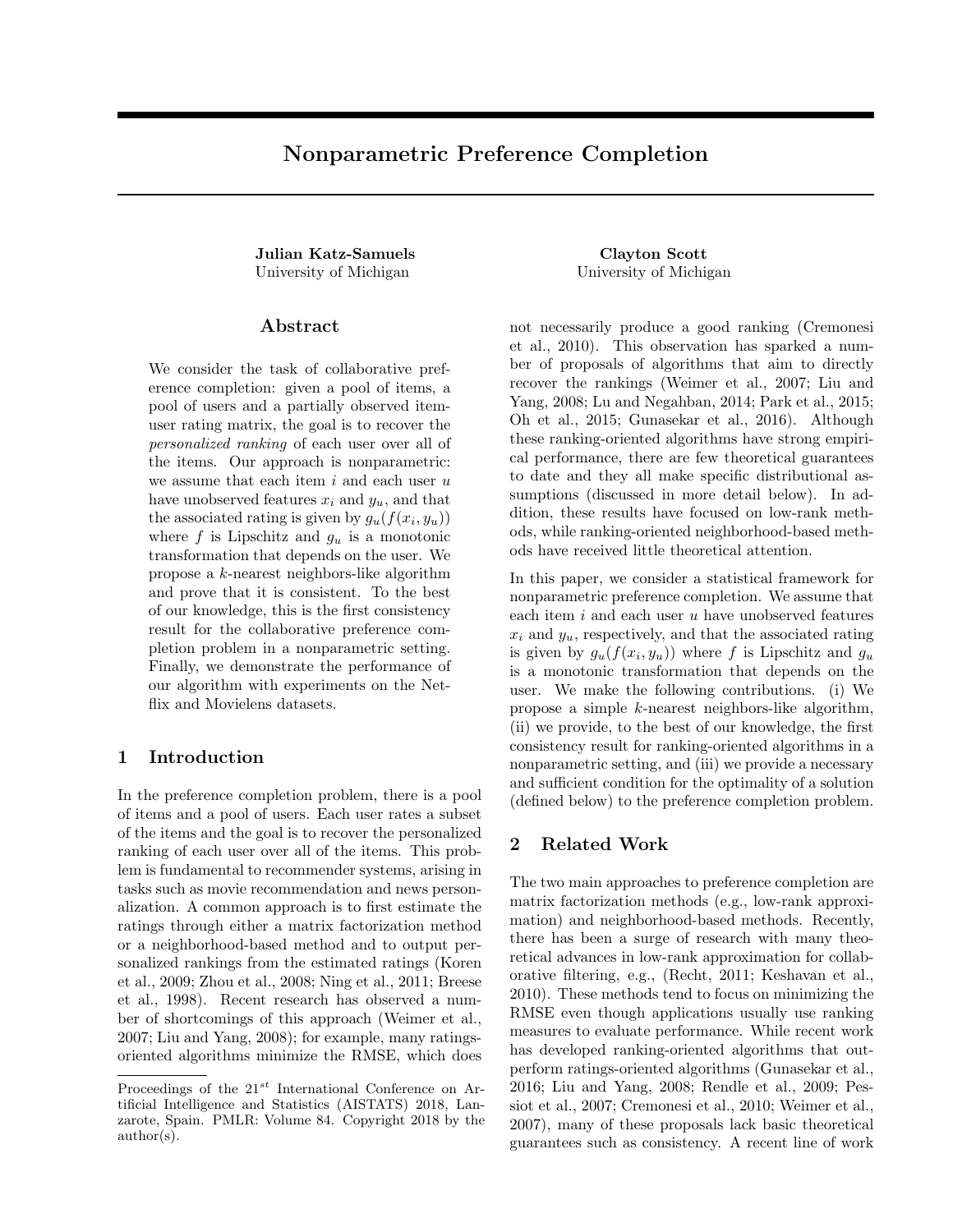# Nonparametric Preference Completion

**Julian Katz-Samuels**
University of Michigan

**Clayton Scott**
University of Michigan

## Abstract

We consider the task of collaborative preference completion: given a pool of items, a pool of users and a partially observed item-user rating matrix, the goal is to recover the *personalized ranking* of each user over all of the items. Our approach is nonparametric: we assume that each item $i$ and each user $u$ have unobserved features $x_i$ and $y_u$, and that the associated rating is given by $g_u(f(x_i, y_u))$ where $f$ is Lipschitz and $g_u$ is a monotonic transformation that depends on the user. We propose a $k$-nearest neighbors-like algorithm and prove that it is consistent. To the best of our knowledge, this is the first consistency result for the collaborative preference completion problem in a nonparametric setting. Finally, we demonstrate the performance of our algorithm with experiments on the Netflix and Movielens datasets.

## 1 Introduction

In the preference completion problem, there is a pool of items and a pool of users. Each user rates a subset of the items and the goal is to recover the personalized ranking of each user over all of the items. This problem is fundamental to recommender systems, arising in tasks such as movie recommendation and news personalization. A common approach is to first estimate the ratings through either a matrix factorization method or a neighborhood-based method and to output personalized rankings from the estimated ratings (Koren et al., 2009; Zhou et al., 2008; Ning et al., 2011; Breese et al., 1998). Recent research has observed a number of shortcomings of this approach (Weimer et al., 2007; Liu and Yang, 2008); for example, many ratings-oriented algorithms minimize the RMSE, which does not necessarily produce a good ranking (Cremonesi et al., 2010). This observation has sparked a number of proposals of algorithms that aim to directly recover the rankings (Weimer et al., 2007; Liu and Yang, 2008; Lu and Negahban, 2014; Park et al., 2015; Oh et al., 2015; Gunasekar et al., 2016). Although these ranking-oriented algorithms have strong empirical performance, there are few theoretical guarantees to date and they all make specific distributional assumptions (discussed in more detail below). In addition, these results have focused on low-rank methods, while ranking-oriented neighborhood-based methods have received little theoretical attention.

In this paper, we consider a statistical framework for nonparametric preference completion. We assume that each item $i$ and each user $u$ have unobserved features $x_i$ and $y_u$, respectively, and that the associated rating is given by $g_u(f(x_i, y_u))$ where $f$ is Lipschitz and $g_u$ is a monotonic transformation that depends on the user. We make the following contributions. (i) We propose a simple $k$-nearest neighbors-like algorithm, (ii) we provide, to the best of our knowledge, the first consistency result for ranking-oriented algorithms in a nonparametric setting, and (iii) we provide a necessary and sufficient condition for the optimality of a solution (defined below) to the preference completion problem.

## 2 Related Work

The two main approaches to preference completion are matrix factorization methods (e.g., low-rank approximation) and neighborhood-based methods. Recently, there has been a surge of research with many theoretical advances in low-rank approximation for collaborative filtering, e.g., (Recht, 2011; Keshavan et al., 2010). These methods tend to focus on minimizing the RMSE even though applications usually use ranking measures to evaluate performance. While recent work has developed ranking-oriented algorithms that outperform ratings-oriented algorithms (Gunasekar et al., 2016; Liu and Yang, 2008; Rendle et al., 2009; Pessiot et al., 2007; Cremonesi et al., 2010; Weimer et al., 2007), many of these proposals lack basic theoretical guarantees such as consistency. A recent line of work

Proceedings of the 21[st] International Conference on Artificial Intelligence and Statistics (AISTATS) 2018, Lanzarote, Spain. PMLR: Volume 84. Copyright 2018 by the author(s).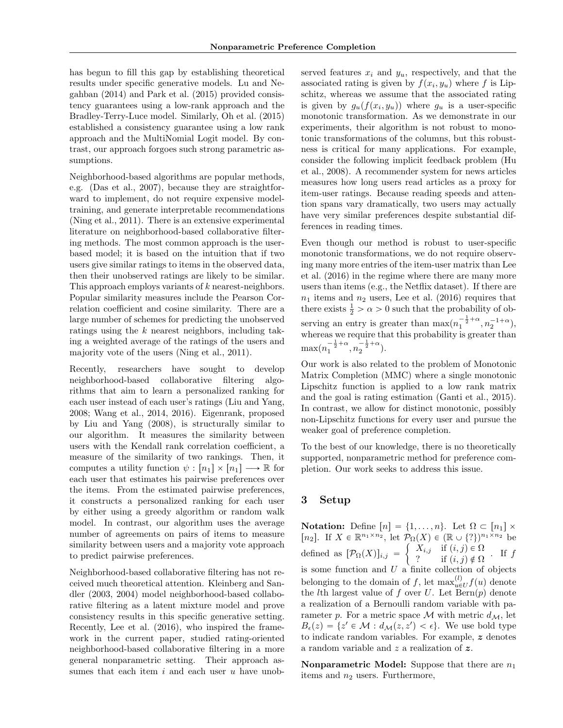has begun to fill this gap by establishing theoretical results under specific generative models. Lu and Negahban (2014) and Park et al. (2015) provided consistency guarantees using a low-rank approach and the Bradley-Terry-Luce model. Similarly, Oh et al. (2015) established a consistency guarantee using a low rank approach and the MultiNomial Logit model. By contrast, our approach forgoes such strong parametric assumptions.

Neighborhood-based algorithms are popular methods, e.g. (Das et al., 2007), because they are straightforward to implement, do not require expensive model-training, and generate interpretable recommendations (Ning et al., 2011). There is an extensive experimental literature on neighborhood-based collaborative filtering methods. The most common approach is the user-based model; it is based on the intuition that if two users give similar ratings to items in the observed data, then their unobserved ratings are likely to be similar. This approach employs variants of $k$ nearest-neighbors. Popular similarity measures include the Pearson Correlation coefficient and cosine similarity. There are a large number of schemes for predicting the unobserved ratings using the $k$ nearest neighbors, including taking a weighted average of the ratings of the users and majority vote of the users (Ning et al., 2011).

Recently, researchers have sought to develop neighborhood-based collaborative filtering algorithms that aim to learn a personalized ranking for each user instead of each user's ratings (Liu and Yang, 2008; Wang et al., 2014, 2016). Eigenrank, proposed by Liu and Yang (2008), is structurally similar to our algorithm. It measures the similarity between users with the Kendall rank correlation coefficient, a measure of the similarity of two rankings. Then, it computes a utility function $\psi : [n_1] \times [n_1] \longrightarrow \mathbb{R}$ for each user that estimates his pairwise preferences over the items. From the estimated pairwise preferences, it constructs a personalized ranking for each user by either using a greedy algorithm or random walk model. In contrast, our algorithm uses the average number of agreements on pairs of items to measure similarity between users and a majority vote approach to predict pairwise preferences.

Neighborhood-based collaborative filtering has not received much theoretical attention. Kleinberg and Sandler (2003, 2004) model neighborhood-based collaborative filtering as a latent mixture model and prove consistency results in this specific generative setting. Recently, Lee et al. (2016), who inspired the framework in the current paper, studied rating-oriented neighborhood-based collaborative filtering in a more general nonparametric setting. Their approach assumes that each item $i$ and each user $u$ have unobserved features $x_i$ and $y_u$, respectively, and that the associated rating is given by $f(x_i, y_u)$ where $f$ is Lipschitz, whereas we assume that the associated rating is given by $g_u(f(x_i, y_u))$ where $g_u$ is a user-specific monotonic transformation. As we demonstrate in our experiments, their algorithm is not robust to monotonic transformations of the columns, but this robustness is critical for many applications. For example, consider the following implicit feedback problem (Hu et al., 2008). A recommender system for news articles measures how long users read articles as a proxy for item-user ratings. Because reading speeds and attention spans vary dramatically, two users may actually have very similar preferences despite substantial differences in reading times.

Even though our method is robust to user-specific monotonic transformations, we do not require observing many more entries of the item-user matrix than Lee et al. (2016) in the regime where there are many more users than items (e.g., the Netflix dataset). If there are $n_1$ items and $n_2$ users, Lee et al. (2016) requires that there exists $\frac{1}{2} > \alpha > 0$ such that the probability of observing an entry is greater than $\max(n_1^{-\frac{1}{2}+\alpha}, n_2^{-1+\alpha})$, whereas we require that this probability is greater than $\max(n_1^{-\frac{1}{2}+\alpha}, n_2^{-\frac{1}{2}+\alpha})$.

Our work is also related to the problem of Monotonic Matrix Completion (MMC) where a single monotonic Lipschitz function is applied to a low rank matrix and the goal is rating estimation (Ganti et al., 2015). In contrast, we allow for distinct monotonic, possibly non-Lipschitz functions for every user and pursue the weaker goal of preference completion.

To the best of our knowledge, there is no theoretically supported, nonparametric method for preference completion. Our work seeks to address this issue.

## 3 Setup

**Notation:** Define $[n] = \{1, \ldots, n\}$. Let $\Omega \subset [n_1] \times [n_2]$. If $X \in \mathbb{R}^{n_1 \times n_2}$, let $\mathcal{P}_\Omega(X) \in (\mathbb{R} \cup \{?\})^{n_1 \times n_2}$ be defined as $[\mathcal{P}_\Omega(X)]_{i,j} = \begin{cases} X_{i,j} & \text{if } (i,j) \in \Omega \\ ? & \text{if } (i,j) \notin \Omega \end{cases}$. If $f$ is some function and $U$ a finite collection of objects belonging to the domain of $f$, let $\max^{(l)}_{u \in U} f(u)$ denote the $l$th largest value of $f$ over $U$. Let $\text{Bern}(p)$ denote a realization of a Bernoulli random variable with parameter $p$. For a metric space $\mathcal{M}$ with metric $d_\mathcal{M}$, let $B_\epsilon(z) = \{z' \in \mathcal{M} : d_\mathcal{M}(z, z') < \epsilon\}$. We use bold type to indicate random variables. For example, $\boldsymbol{z}$ denotes a random variable and $z$ a realization of $\boldsymbol{z}$.

**Nonparametric Model:** Suppose that there are $n_1$ items and $n_2$ users. Furthermore,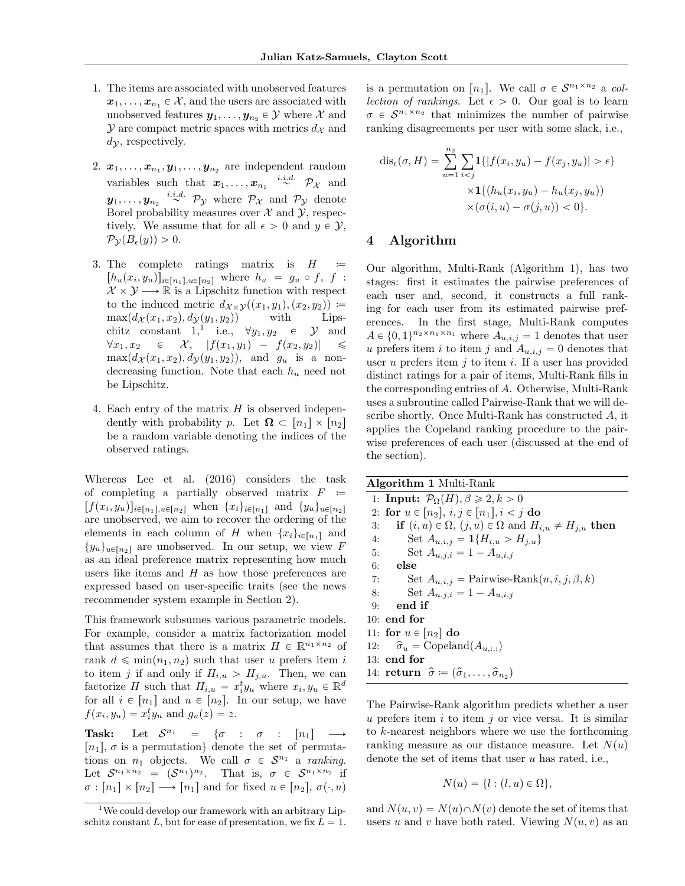1. The items are associated with unobserved features $\boldsymbol{x}_1, \ldots, \boldsymbol{x}_{n_1} \in \mathcal{X}$, and the users are associated with unobserved features $\boldsymbol{y}_1, \ldots, \boldsymbol{y}_{n_2} \in \mathcal{Y}$ where $\mathcal{X}$ and $\mathcal{Y}$ are compact metric spaces with metrics $d_{\mathcal{X}}$ and $d_{\mathcal{Y}}$, respectively.

2. $\boldsymbol{x}_1, \ldots, \boldsymbol{x}_{n_1}, \boldsymbol{y}_1, \ldots, \boldsymbol{y}_{n_2}$ are independent random variables such that $\boldsymbol{x}_1, \ldots, \boldsymbol{x}_{n_1} \overset{i.i.d.}{\sim} \mathcal{P}_{\mathcal{X}}$ and $\boldsymbol{y}_1, \ldots, \boldsymbol{y}_{n_2} \overset{i.i.d.}{\sim} \mathcal{P}_{\mathcal{Y}}$ where $\mathcal{P}_{\mathcal{X}}$ and $\mathcal{P}_{\mathcal{Y}}$ denote Borel probability measures over $\mathcal{X}$ and $\mathcal{Y}$, respectively. We assume that for all $\epsilon > 0$ and $y \in \mathcal{Y}$, $\mathcal{P}_{\mathcal{Y}}(B_\epsilon(y)) > 0$.

3. The complete ratings matrix is $H := [h_u(x_i, y_u)]_{i \in [n_1], u \in [n_2]}$ where $h_u = g_u \circ f$, $f : \mathcal{X} \times \mathcal{Y} \longrightarrow \mathbb{R}$ is a Lipschitz function with respect to the induced metric $d_{\mathcal{X} \times \mathcal{Y}}((x_1, y_1), (x_2, y_2)) := \max(d_{\mathcal{X}}(x_1, x_2), d_{\mathcal{Y}}(y_1, y_2))$ with Lipschitz constant 1,[1] i.e., $\forall y_1, y_2 \in \mathcal{Y}$ and $\forall x_1, x_2 \in \mathcal{X}$, $|f(x_1, y_1) - f(x_2, y_2)| \leqslant \max(d_{\mathcal{X}}(x_1, x_2), d_{\mathcal{Y}}(y_1, y_2))$, and $g_u$ is a nondecreasing function. Note that each $h_u$ need not be Lipschitz.

4. Each entry of the matrix $H$ is observed independently with probability $p$. Let $\boldsymbol{\Omega} \subset [n_1] \times [n_2]$ be a random variable denoting the indices of the observed ratings.

Whereas Lee et al. (2016) considers the task of completing a partially observed matrix $F := [f(x_i, y_u)]_{i \in [n_1], u \in [n_2]}$ when $\{x_i\}_{i \in [n_1]}$ and $\{y_u\}_{u \in [n_2]}$ are unobserved, we aim to recover the ordering of the elements in each column of $H$ when $\{x_i\}_{i \in [n_1]}$ and $\{y_u\}_{u \in [n_2]}$ are unobserved. In our setup, we view $F$ as an ideal preference matrix representing how much users like items and $H$ as how those preferences are expressed based on user-specific traits (see the news recommender system example in Section 2).

This framework subsumes various parametric models. For example, consider a matrix factorization model that assumes that there is a matrix $H \in \mathbb{R}^{n_1 \times n_2}$ of rank $d \leqslant \min(n_1, n_2)$ such that user $u$ prefers item $i$ to item $j$ if and only if $H_{i,u} > H_{j,u}$. Then, we can factorize $H$ such that $H_{i,u} = x_i^t y_u$ where $x_i, y_u \in \mathbb{R}^d$ for all $i \in [n_1]$ and $u \in [n_2]$. In our setup, we have $f(x_i, y_u) = x_i^t y_u$ and $g_u(z) = z$.

**Task:** Let $\mathcal{S}^{n_1} = \{\sigma : \sigma : [n_1] \longrightarrow [n_1], \sigma \text{ is a permutation}\}$ denote the set of permutations on $n_1$ objects. We call $\sigma \in \mathcal{S}^{n_1}$ a *ranking*. Let $\mathcal{S}^{n_1 \times n_2} = (\mathcal{S}^{n_1})^{n_2}$. That is, $\sigma \in \mathcal{S}^{n_1 \times n_2}$ if $\sigma : [n_1] \times [n_2] \longrightarrow [n_1]$ and for fixed $u \in [n_2]$, $\sigma(\cdot, u)$ is a permutation on $[n_1]$. We call $\sigma \in \mathcal{S}^{n_1 \times n_2}$ a *collection of rankings*. Let $\epsilon > 0$. Our goal is to learn $\sigma \in \mathcal{S}^{n_1 \times n_2}$ that minimizes the number of pairwise ranking disagreements per user with some slack, i.e.,

$$
\begin{aligned}
\mathrm{dis}_\epsilon(\sigma, H) = \sum_{u=1}^{n_2} \sum_{i<j} & \mathbf{1}\{|f(x_i, y_u) - f(x_j, y_u)| > \epsilon\} \\
& \times \mathbf{1}\{(h_u(x_i, y_u) - h_u(x_j, y_u)) \\
& \times (\sigma(i, u) - \sigma(j, u)) < 0\}.
\end{aligned}
$$

## 4 Algorithm

Our algorithm, Multi-Rank (Algorithm 1), has two stages: first it estimates the pairwise preferences of each user and, second, it constructs a full ranking for each user from its estimated pairwise preferences. In the first stage, Multi-Rank computes $A \in \{0,1\}^{n_2 \times n_1 \times n_1}$ where $A_{u,i,j} = 1$ denotes that user $u$ prefers item $i$ to item $j$ and $A_{u,i,j} = 0$ denotes that user $u$ prefers item $j$ to item $i$. If a user has provided distinct ratings for a pair of items, Multi-Rank fills in the corresponding entries of $A$. Otherwise, Multi-Rank uses a subroutine called Pairwise-Rank that we will describe shortly. Once Multi-Rank has constructed $A$, it applies the Copeland ranking procedure to the pairwise preferences of each user (discussed at the end of the section).

**Algorithm 1** Multi-Rank

```
1: Input: P_Ω(H), β ≥ 2, k > 0
2: for u ∈ [n2], i, j ∈ [n1], i < j do
3:     if (i, u) ∈ Ω, (j, u) ∈ Ω and H_{i,u} ≠ H_{j,u} then
4:         Set A_{u,i,j} = 1{H_{i,u} > H_{j,u}}
5:         Set A_{u,j,i} = 1 − A_{u,i,j}
6:     else
7:         Set A_{u,i,j} = Pairwise-Rank(u, i, j, β, k)
8:         Set A_{u,j,i} = 1 − A_{u,i,j}
9:     end if
10: end for
11: for u ∈ [n2] do
12:     σ̂_u = Copeland(A_{u,:,:})
13: end for
14: return σ̂ := (σ̂_1, ..., σ̂_{n2})
```

The Pairwise-Rank algorithm predicts whether a user $u$ prefers item $i$ to item $j$ or vice versa. It is similar to $k$-nearest neighbors where we use the forthcoming ranking measure as our distance measure. Let $N(u)$ denote the set of items that user $u$ has rated, i.e.,

$$
N(u) = \{l : (l, u) \in \Omega\},
$$

and $N(u, v) = N(u) \cap N(v)$ denote the set of items that users $u$ and $v$ have both rated. Viewing $N(u, v)$ as an

[1] We could develop our framework with an arbitrary Lipschitz constant $L$, but for ease of presentation, we fix $L = 1$.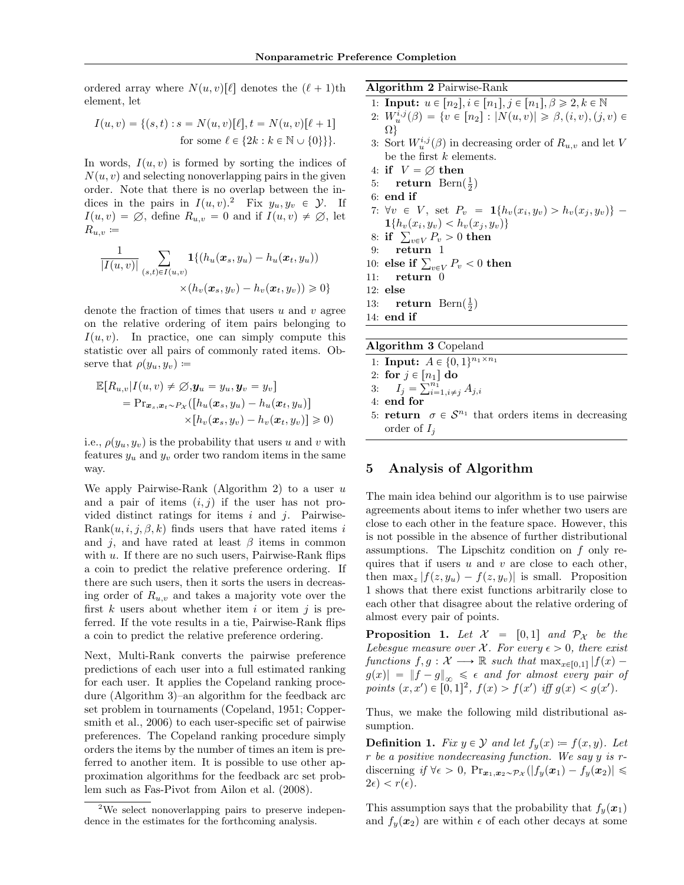ordered array where $N(u,v)[\ell]$ denotes the $(\ell+1)$th element, let

$$I(u,v) = \{(s,t) : s = N(u,v)[\ell], t = N(u,v)[\ell+1] \text{ for some } \ell \in \{2k : k \in \mathbb{N} \cup \{0\}\}\}.$$

In words, $I(u,v)$ is formed by sorting the indices of $N(u,v)$ and selecting nonoverlapping pairs in the given order. Note that there is no overlap between the indices in the pairs in $I(u,v)$.[2] Fix $y_u, y_v \in \mathcal{Y}$. If $I(u,v) = \varnothing$, define $R_{u,v} = 0$ and if $I(u,v) \neq \varnothing$, let $R_{u,v} :=$

$$\frac{1}{|I(u,v)|} \sum_{(s,t)\in I(u,v)} \mathbf{1}\{(h_u(\boldsymbol{x}_s, y_u) - h_u(\boldsymbol{x}_t, y_u)) \times (h_v(\boldsymbol{x}_s, y_v) - h_v(\boldsymbol{x}_t, y_v)) \geqslant 0\}$$

denote the fraction of times that users $u$ and $v$ agree on the relative ordering of item pairs belonging to $I(u,v)$. In practice, one can simply compute this statistic over all pairs of commonly rated items. Observe that $\rho(y_u, y_v) :=$

$$\begin{aligned}
\mathbb{E}[R_{u,v} | I(u,v) \neq \varnothing, \boldsymbol{y}_u = y_u, \boldsymbol{y}_v = y_v] \\
= \Pr_{\boldsymbol{x}_s, \boldsymbol{x}_t \sim P_{\mathcal{X}}}([h_u(\boldsymbol{x}_s, y_u) - h_u(\boldsymbol{x}_t, y_u)] \\
\times [h_v(\boldsymbol{x}_s, y_v) - h_v(\boldsymbol{x}_t, y_v)] \geqslant 0)
\end{aligned}$$

i.e., $\rho(y_u, y_v)$ is the probability that users $u$ and $v$ with features $y_u$ and $y_v$ order two random items in the same way.

We apply Pairwise-Rank (Algorithm 2) to a user $u$ and a pair of items $(i,j)$ if the user has not provided distinct ratings for items $i$ and $j$. Pairwise-Rank$(u, i, j, \beta, k)$ finds users that have rated items $i$ and $j$, and have rated at least $\beta$ items in common with $u$. If there are no such users, Pairwise-Rank flips a coin to predict the relative preference ordering. If there are such users, then it sorts the users in decreasing order of $R_{u,v}$ and takes a majority vote over the first $k$ users about whether item $i$ or item $j$ is preferred. If the vote results in a tie, Pairwise-Rank flips a coin to predict the relative preference ordering.

Next, Multi-Rank converts the pairwise preference predictions of each user into a full estimated ranking for each user. It applies the Copeland ranking procedure (Algorithm 3)–an algorithm for the feedback arc set problem in tournaments (Copeland, 1951; Coppersmith et al., 2006) to each user-specific set of pairwise preferences. The Copeland ranking procedure simply orders the items by the number of times an item is preferred to another item. It is possible to use other approximation algorithms for the feedback arc set problem such as Fas-Pivot from Ailon et al. (2008).

[2] We select nonoverlapping pairs to preserve independence in the estimates for the forthcoming analysis.

**Algorithm 2** Pairwise-Rank

```
1: Input: u ∈ [n_2], i ∈ [n_1], j ∈ [n_1], β ⩾ 2, k ∈ ℕ
2: W_u^{i,j}(β) = {v ∈ [n_2] : |N(u,v)| ⩾ β, (i,v), (j,v) ∈ Ω}
3: Sort W_u^{i,j}(β) in decreasing order of R_{u,v} and let V
   be the first k elements.
4: if V = ∅ then
5:    return Bern(1/2)
6: end if
7: ∀v ∈ V, set P_v = 1{h_v(x_i, y_v) > h_v(x_j, y_v)} −
   1{h_v(x_i, y_v) < h_v(x_j, y_v)}
8: if Σ_{v∈V} P_v > 0 then
9:    return 1
10: else if Σ_{v∈V} P_v < 0 then
11:    return 0
12: else
13:    return Bern(1/2)
14: end if
```

**Algorithm 3** Copeland

```
1: Input: A ∈ {0,1}^{n_1 × n_1}
2: for j ∈ [n_1] do
3:    I_j = Σ_{i=1, i≠j}^{n_1} A_{j,i}
4: end for
5: return σ ∈ S^{n_1} that orders items in decreasing
   order of I_j
```

## 5 Analysis of Algorithm

The main idea behind our algorithm is to use pairwise agreements about items to infer whether two users are close to each other in the feature space. However, this is not possible in the absence of further distributional assumptions. The Lipschitz condition on $f$ only requires that if users $u$ and $v$ are close to each other, then $\max_z |f(z, y_u) - f(z, y_v)|$ is small. Proposition 1 shows that there exist functions arbitrarily close to each other that disagree about the relative ordering of almost every pair of points.

**Proposition 1.** *Let $\mathcal{X} = [0,1]$ and $\mathcal{P}_{\mathcal{X}}$ be the Lebesgue measure over $\mathcal{X}$. For every $\epsilon > 0$, there exist functions $f, g : \mathcal{X} \longrightarrow \mathbb{R}$ such that $\max_{x\in[0,1]} |f(x) - g(x)| = \|f - g\|_\infty \leqslant \epsilon$ and for almost every pair of points $(x, x') \in [0,1]^2$, $f(x) > f(x')$ iff $g(x) < g(x')$.*

Thus, we make the following mild distributional assumption.

**Definition 1.** *Fix $y \in \mathcal{Y}$ and let $f_y(x) := f(x, y)$. Let $r$ be a positive nondecreasing function. We say $y$ is $r$-*discerning *if $\forall \epsilon > 0$, $\Pr_{\boldsymbol{x}_1, \boldsymbol{x}_2 \sim \mathcal{P}_{\mathcal{X}}}(|f_y(\boldsymbol{x}_1) - f_y(\boldsymbol{x}_2)| \leqslant 2\epsilon) < r(\epsilon)$.*

This assumption says that the probability that $f_y(\boldsymbol{x}_1)$ and $f_y(\boldsymbol{x}_2)$ are within $\epsilon$ of each other decays at some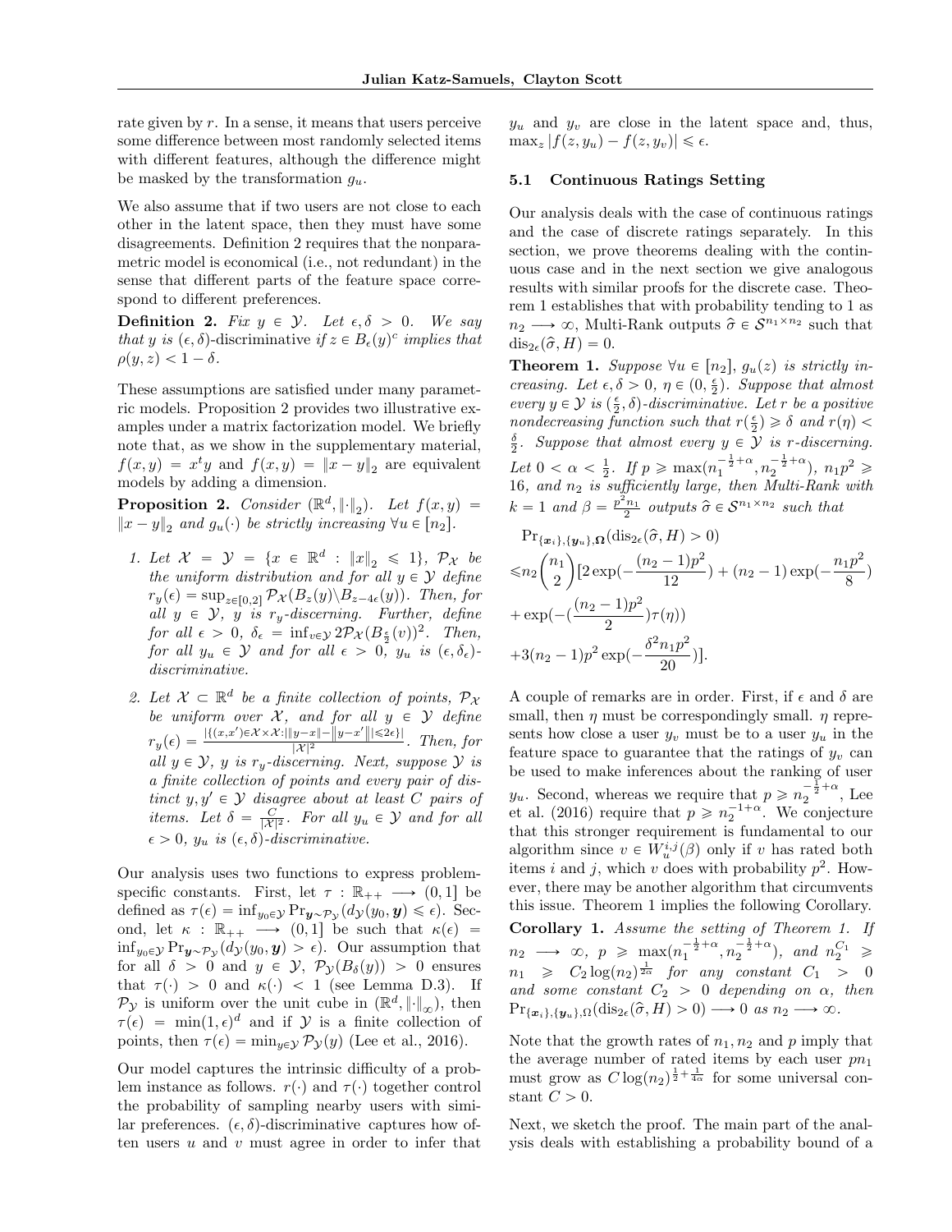rate given by $r$. In a sense, it means that users perceive some difference between most randomly selected items with different features, although the difference might be masked by the transformation $g_u$.

We also assume that if two users are not close to each other in the latent space, then they must have some disagreements. Definition 2 requires that the nonparametric model is economical (i.e., not redundant) in the sense that different parts of the feature space correspond to different preferences.

**Definition 2.** *Fix $y \in \mathcal{Y}$. Let $\epsilon, \delta > 0$. We say that $y$ is $(\epsilon, \delta)$-discriminative if $z \in B_\epsilon(y)^c$ implies that $\rho(y, z) < 1 - \delta$.*

These assumptions are satisfied under many parametric models. Proposition 2 provides two illustrative examples under a matrix factorization model. We briefly note that, as we show in the supplementary material, $f(x, y) = x^t y$ and $f(x, y) = \|x - y\|_2$ are equivalent models by adding a dimension.

**Proposition 2.** *Consider $(\mathbb{R}^d, \|\cdot\|_2)$. Let $f(x, y) = \|x - y\|_2$ and $g_u(\cdot)$ be strictly increasing $\forall u \in [n_2]$.*

1. *Let $\mathcal{X} = \mathcal{Y} = \{x \in \mathbb{R}^d : \|x\|_2 \leqslant 1\}$, $\mathcal{P}_\mathcal{X}$ be the uniform distribution and for all $y \in \mathcal{Y}$ define $r_y(\epsilon) = \sup_{z \in [0,2]} \mathcal{P}_\mathcal{X}(B_z(y) \backslash B_{z-4\epsilon}(y))$. Then, for all $y \in \mathcal{Y}$, $y$ is $r_y$-discerning. Further, define for all $\epsilon > 0$, $\delta_\epsilon = \inf_{v \in \mathcal{Y}} 2\mathcal{P}_\mathcal{X}(B_{\frac{\epsilon}{2}}(v))^2$. Then, for all $y_u \in \mathcal{Y}$ and for all $\epsilon > 0$, $y_u$ is $(\epsilon, \delta_\epsilon)$-discriminative.*
2. *Let $\mathcal{X} \subset \mathbb{R}^d$ be a finite collection of points, $\mathcal{P}_\mathcal{X}$ be uniform over $\mathcal{X}$, and for all $y \in \mathcal{Y}$ define $r_y(\epsilon) = \frac{|\{(x,x') \in \mathcal{X} \times \mathcal{X} : |\|y - x\| - \|y - x'\|| \leqslant 2\epsilon\}|}{|\mathcal{X}|^2}$. Then, for all $y \in \mathcal{Y}$, $y$ is $r_y$-discerning. Next, suppose $\mathcal{Y}$ is a finite collection of points and every pair of distinct $y, y' \in \mathcal{Y}$ disagree about at least $C$ pairs of items. Let $\delta = \frac{C}{|\mathcal{X}|^2}$. For all $y_u \in \mathcal{Y}$ and for all $\epsilon > 0$, $y_u$ is $(\epsilon, \delta)$-discriminative.*

Our analysis uses two functions to express problem-specific constants. First, let $\tau : \mathbb{R}_{++} \longrightarrow (0, 1]$ be defined as $\tau(\epsilon) = \inf_{y_0 \in \mathcal{Y}} \Pr_{\boldsymbol{y} \sim \mathcal{P}_\mathcal{Y}}(d_\mathcal{Y}(y_0, \boldsymbol{y}) \leqslant \epsilon)$. Second, let $\kappa : \mathbb{R}_{++} \longrightarrow (0, 1]$ be such that $\kappa(\epsilon) = \inf_{y_0 \in \mathcal{Y}} \Pr_{\boldsymbol{y} \sim \mathcal{P}_\mathcal{Y}}(d_\mathcal{Y}(y_0, \boldsymbol{y}) > \epsilon)$. Our assumption that for all $\delta > 0$ and $y \in \mathcal{Y}$, $\mathcal{P}_\mathcal{Y}(B_\delta(y)) > 0$ ensures that $\tau(\cdot) > 0$ and $\kappa(\cdot) < 1$ (see Lemma D.3). If $\mathcal{P}_\mathcal{Y}$ is uniform over the unit cube in $(\mathbb{R}^d, \|\cdot\|_\infty)$, then $\tau(\epsilon) = \min(1, \epsilon)^d$ and if $\mathcal{Y}$ is a finite collection of points, then $\tau(\epsilon) = \min_{y \in \mathcal{Y}} \mathcal{P}_\mathcal{Y}(y)$ (Lee et al., 2016).

Our model captures the intrinsic difficulty of a problem instance as follows. $r(\cdot)$ and $\tau(\cdot)$ together control the probability of sampling nearby users with similar preferences. $(\epsilon, \delta)$-discriminative captures how often users $u$ and $v$ must agree in order to infer that $y_u$ and $y_v$ are close in the latent space and, thus, $\max_z |f(z, y_u) - f(z, y_v)| \leqslant \epsilon$.

### 5.1 Continuous Ratings Setting

Our analysis deals with the case of continuous ratings and the case of discrete ratings separately. In this section, we prove theorems dealing with the continuous case and in the next section we give analogous results with similar proofs for the discrete case. Theorem 1 establishes that with probability tending to 1 as $n_2 \longrightarrow \infty$, Multi-Rank outputs $\widehat{\sigma} \in \mathcal{S}^{n_1 \times n_2}$ such that $\text{dis}_{2\epsilon}(\widehat{\sigma}, H) = 0$.

**Theorem 1.** *Suppose $\forall u \in [n_2]$, $g_u(z)$ is strictly increasing. Let $\epsilon, \delta > 0$, $\eta \in (0, \frac{\epsilon}{2})$. Suppose that almost every $y \in \mathcal{Y}$ is $(\frac{\epsilon}{2}, \delta)$-discriminative. Let $r$ be a positive nondecreasing function such that $r(\frac{\epsilon}{2}) \geqslant \delta$ and $r(\eta) < \frac{\delta}{2}$. Suppose that almost every $y \in \mathcal{Y}$ is $r$-discerning. Let $0 < \alpha < \frac{1}{2}$. If $p \geqslant \max(n_1^{-\frac{1}{2}+\alpha}, n_2^{-\frac{1}{2}+\alpha})$, $n_1 p^2 \geqslant 16$, and $n_2$ is sufficiently large, then Multi-Rank with $k = 1$ and $\beta = \frac{p^2 n_1}{2}$ outputs $\widehat{\sigma} \in \mathcal{S}^{n_1 \times n_2}$ such that*

$$
\begin{aligned}
&\Pr_{\{\boldsymbol{x}_i\}, \{\boldsymbol{y}_u\}, \boldsymbol{\Omega}}(\text{dis}_{2\epsilon}(\widehat{\sigma}, H) > 0) \\
\leqslant & n_2 \binom{n_1}{2} [2\exp(-\frac{(n_2 - 1)p^2}{12}) + (n_2 - 1)\exp(-\frac{n_1 p^2}{8}) \\
&+ \exp(-(\frac{(n_2 - 1)p^2}{2})\tau(\eta)) \\
&+ 3(n_2 - 1)p^2 \exp(-\frac{\delta^2 n_1 p^2}{20})].
\end{aligned}
$$

A couple of remarks are in order. First, if $\epsilon$ and $\delta$ are small, then $\eta$ must be correspondingly small. $\eta$ represents how close a user $y_v$ must be to a user $y_u$ in the feature space to guarantee that the ratings of $y_v$ can be used to make inferences about the ranking of user $y_u$. Second, whereas we require that $p \geqslant n_2^{-\frac{1}{2}+\alpha}$, Lee et al. (2016) require that $p \geqslant n_2^{-1+\alpha}$. We conjecture that this stronger requirement is fundamental to our algorithm since $v \in W_u^{i,j}(\beta)$ only if $v$ has rated both items $i$ and $j$, which $v$ does with probability $p^2$. However, there may be another algorithm that circumvents this issue. Theorem 1 implies the following Corollary.

**Corollary 1.** *Assume the setting of Theorem 1. If $n_2 \longrightarrow \infty$, $p \geqslant \max(n_1^{-\frac{1}{2}+\alpha}, n_2^{-\frac{1}{2}+\alpha})$, and $n_2^{C_1} \geqslant n_1 \geqslant C_2 \log(n_2)^{\frac{1}{2\alpha}}$ for any constant $C_1 > 0$ and some constant $C_2 > 0$ depending on $\alpha$, then $\Pr_{\{\boldsymbol{x}_i\}, \{\boldsymbol{y}_u\}, \Omega}(\text{dis}_{2\epsilon}(\widehat{\sigma}, H) > 0) \longrightarrow 0$ as $n_2 \longrightarrow \infty$.*

Note that the growth rates of $n_1, n_2$ and $p$ imply that the average number of rated items by each user $pn_1$ must grow as $C \log(n_2)^{\frac{1}{2}+\frac{1}{4\alpha}}$ for some universal constant $C > 0$.

Next, we sketch the proof. The main part of the analysis deals with establishing a probability bound of a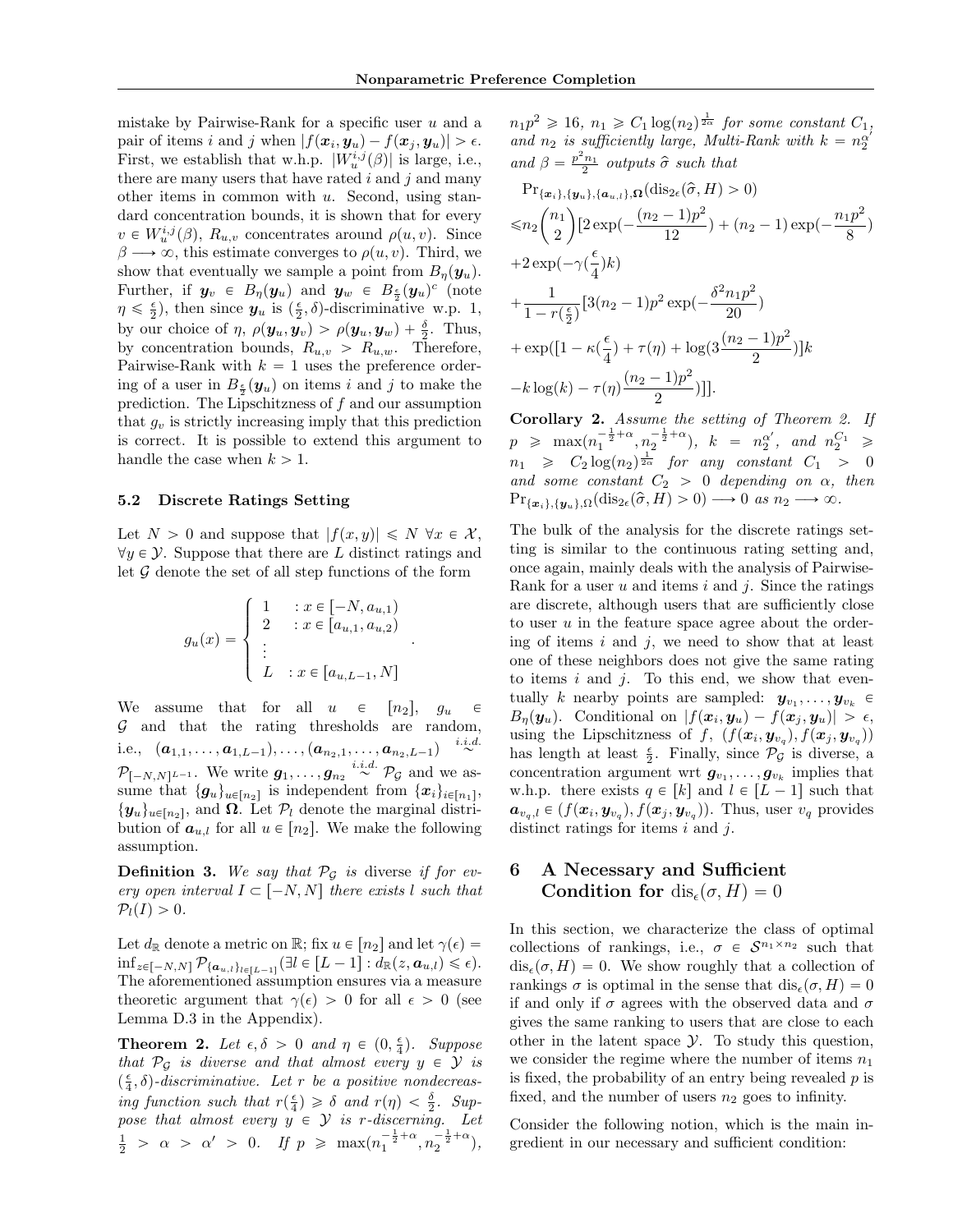mistake by Pairwise-Rank for a specific user $u$ and a pair of items $i$ and $j$ when $|f(\boldsymbol{x}_i, \boldsymbol{y}_u) - f(\boldsymbol{x}_j, \boldsymbol{y}_u)| > \epsilon$. First, we establish that w.h.p. $|W_u^{i,j}(\beta)|$ is large, i.e., there are many users that have rated $i$ and $j$ and many other items in common with $u$. Second, using standard concentration bounds, it is shown that for every $v \in W_u^{i,j}(\beta)$, $R_{u,v}$ concentrates around $\rho(u, v)$. Since $\beta \longrightarrow \infty$, this estimate converges to $\rho(u, v)$. Third, we show that eventually we sample a point from $B_\eta(\boldsymbol{y}_u)$. Further, if $\boldsymbol{y}_v \in B_\eta(\boldsymbol{y}_u)$ and $\boldsymbol{y}_w \in B_{\frac{\epsilon}{2}}(\boldsymbol{y}_u)^c$ (note $\eta \leqslant \frac{\epsilon}{2}$), then since $\boldsymbol{y}_u$ is $(\frac{\epsilon}{2}, \delta)$-discriminative w.p. 1, by our choice of $\eta$, $\rho(\boldsymbol{y}_u, \boldsymbol{y}_v) > \rho(\boldsymbol{y}_u, \boldsymbol{y}_w) + \frac{\delta}{2}$. Thus, by concentration bounds, $R_{u,v} > R_{u,w}$. Therefore, Pairwise-Rank with $k = 1$ uses the preference ordering of a user in $B_{\frac{\epsilon}{2}}(\boldsymbol{y}_u)$ on items $i$ and $j$ to make the prediction. The Lipschitzness of $f$ and our assumption that $g_v$ is strictly increasing imply that this prediction is correct. It is possible to extend this argument to handle the case when $k > 1$.

### 5.2 Discrete Ratings Setting

Let $N > 0$ and suppose that $|f(x, y)| \leqslant N$ $\forall x \in \mathcal{X}$, $\forall y \in \mathcal{Y}$. Suppose that there are $L$ distinct ratings and let $\mathcal{G}$ denote the set of all step functions of the form

$$g_u(x) = \begin{cases} 1 & : x \in [-N, a_{u,1}) \\ 2 & : x \in [a_{u,1}, a_{u,2}) \\ \vdots & \\ L & : x \in [a_{u,L-1}, N] \end{cases}.$$

We assume that for all $u \in [n_2]$, $g_u \in \mathcal{G}$ and that the rating thresholds are random, i.e., $(\boldsymbol{a}_{1,1}, \ldots, \boldsymbol{a}_{1,L-1}), \ldots, (\boldsymbol{a}_{n_2,1}, \ldots, \boldsymbol{a}_{n_2,L-1}) \overset{i.i.d.}{\sim} \mathcal{P}_{[-N,N]^{L-1}}$. We write $\boldsymbol{g}_1, \ldots, \boldsymbol{g}_{n_2} \overset{i.i.d.}{\sim} \mathcal{P}_{\mathcal{G}}$ and we assume that $\{\boldsymbol{g}_u\}_{u \in [n_2]}$ is independent from $\{\boldsymbol{x}_i\}_{i \in [n_1]}$, $\{\boldsymbol{y}_u\}_{u \in [n_2]}$, and $\boldsymbol{\Omega}$. Let $\mathcal{P}_l$ denote the marginal distribution of $\boldsymbol{a}_{u,l}$ for all $u \in [n_2]$. We make the following assumption.

**Definition 3.** *We say that $\mathcal{P}_{\mathcal{G}}$ is* diverse *if for every open interval $I \subset [-N, N]$ there exists $l$ such that $\mathcal{P}_l(I) > 0$.*

Let $d_{\mathbb{R}}$ denote a metric on $\mathbb{R}$; fix $u \in [n_2]$ and let $\gamma(\epsilon) = \inf_{z \in [-N,N]} \mathcal{P}_{\{\boldsymbol{a}_{u,l}\}_{l \in [L-1]}}(\exists l \in [L-1] : d_{\mathbb{R}}(z, \boldsymbol{a}_{u,l}) \leqslant \epsilon)$. The aforementioned assumption ensures via a measure theoretic argument that $\gamma(\epsilon) > 0$ for all $\epsilon > 0$ (see Lemma D.3 in the Appendix).

**Theorem 2.** *Let $\epsilon, \delta > 0$ and $\eta \in (0, \frac{\epsilon}{4})$. Suppose that $\mathcal{P}_{\mathcal{G}}$ is diverse and that almost every $y \in \mathcal{Y}$ is $(\frac{\epsilon}{4}, \delta)$-discriminative. Let $r$ be a positive nondecreasing function such that $r(\frac{\epsilon}{4}) \geqslant \delta$ and $r(\eta) < \frac{\delta}{2}$. Suppose that almost every $y \in \mathcal{Y}$ is $r$-discerning. Let $\frac{1}{2} > \alpha > \alpha' > 0$. If $p \geqslant \max(n_1^{-\frac{1}{2}+\alpha}, n_2^{-\frac{1}{2}+\alpha})$, $n_1 p^2 \geqslant 16$, $n_1 \geqslant C_1 \log(n_2)^{\frac{1}{2\alpha}}$ for some constant $C_1$, and $n_2$ is sufficiently large, Multi-Rank with $k = n_2^{\alpha'}$ and $\beta = \frac{p^2 n_1}{2}$ outputs $\widehat{\sigma}$ such that*

$$\begin{aligned}
&\Pr_{\{\boldsymbol{x}_i\},\{\boldsymbol{y}_u\},\{\boldsymbol{a}_{u,l}\},\boldsymbol{\Omega}}(\mathrm{dis}_{2\epsilon}(\widehat{\sigma}, H) > 0) \\
&\leqslant n_2 \binom{n_1}{2} [2\exp(-\frac{(n_2-1)p^2}{12}) + (n_2-1)\exp(-\frac{n_1 p^2}{8}) \\
&+ 2\exp(-\gamma(\frac{\epsilon}{4})k) \\
&+ \frac{1}{1 - r(\frac{\epsilon}{2})}[3(n_2-1)p^2 \exp(-\frac{\delta^2 n_1 p^2}{20}) \\
&+ \exp([1 - \kappa(\frac{\epsilon}{4}) + \tau(\eta) + \log(3\frac{(n_2-1)p^2}{2})]k \\
&- k\log(k) - \tau(\eta)\frac{(n_2-1)p^2}{2})]].
\end{aligned}$$

**Corollary 2.** *Assume the setting of Theorem 2. If $p \geqslant \max(n_1^{-\frac{1}{2}+\alpha}, n_2^{-\frac{1}{2}+\alpha})$, $k = n_2^{\alpha'}$, and $n_2^{C_1} \geqslant n_1 \geqslant C_2 \log(n_2)^{\frac{1}{2\alpha}}$ for any constant $C_1 > 0$ and some constant $C_2 > 0$ depending on $\alpha$, then $\Pr_{\{\boldsymbol{x}_i\},\{\boldsymbol{y}_u\},\Omega}(\mathrm{dis}_{2\epsilon}(\widehat{\sigma}, H) > 0) \longrightarrow 0$ as $n_2 \longrightarrow \infty$.*

The bulk of the analysis for the discrete ratings setting is similar to the continuous rating setting and, once again, mainly deals with the analysis of Pairwise-Rank for a user $u$ and items $i$ and $j$. Since the ratings are discrete, although users that are sufficiently close to user $u$ in the feature space agree about the ordering of items $i$ and $j$, we need to show that at least one of these neighbors does not give the same rating to items $i$ and $j$. To this end, we show that eventually $k$ nearby points are sampled: $\boldsymbol{y}_{v_1}, \ldots, \boldsymbol{y}_{v_k} \in B_\eta(\boldsymbol{y}_u)$. Conditional on $|f(\boldsymbol{x}_i, \boldsymbol{y}_u) - f(\boldsymbol{x}_j, \boldsymbol{y}_u)| > \epsilon$, using the Lipschitzness of $f$, $(f(\boldsymbol{x}_i, \boldsymbol{y}_{v_q}), f(\boldsymbol{x}_j, \boldsymbol{y}_{v_q}))$ has length at least $\frac{\epsilon}{2}$. Finally, since $\mathcal{P}_{\mathcal{G}}$ is diverse, a concentration argument wrt $\boldsymbol{g}_{v_1}, \ldots, \boldsymbol{g}_{v_k}$ implies that w.h.p. there exists $q \in [k]$ and $l \in [L-1]$ such that $\boldsymbol{a}_{v_q,l} \in (f(\boldsymbol{x}_i, \boldsymbol{y}_{v_q}), f(\boldsymbol{x}_j, \boldsymbol{y}_{v_q}))$. Thus, user $v_q$ provides distinct ratings for items $i$ and $j$.

## 6 A Necessary and Sufficient Condition for $\mathrm{dis}_\epsilon(\sigma, H) = 0$

In this section, we characterize the class of optimal collections of rankings, i.e., $\sigma \in \mathcal{S}^{n_1 \times n_2}$ such that $\mathrm{dis}_\epsilon(\sigma, H) = 0$. We show roughly that a collection of rankings $\sigma$ is optimal in the sense that $\mathrm{dis}_\epsilon(\sigma, H) = 0$ if and only if $\sigma$ agrees with the observed data and $\sigma$ gives the same ranking to users that are close to each other in the latent space $\mathcal{Y}$. To study this question, we consider the regime where the number of items $n_1$ is fixed, the probability of an entry being revealed $p$ is fixed, and the number of users $n_2$ goes to infinity.

Consider the following notion, which is the main ingredient in our necessary and sufficient condition: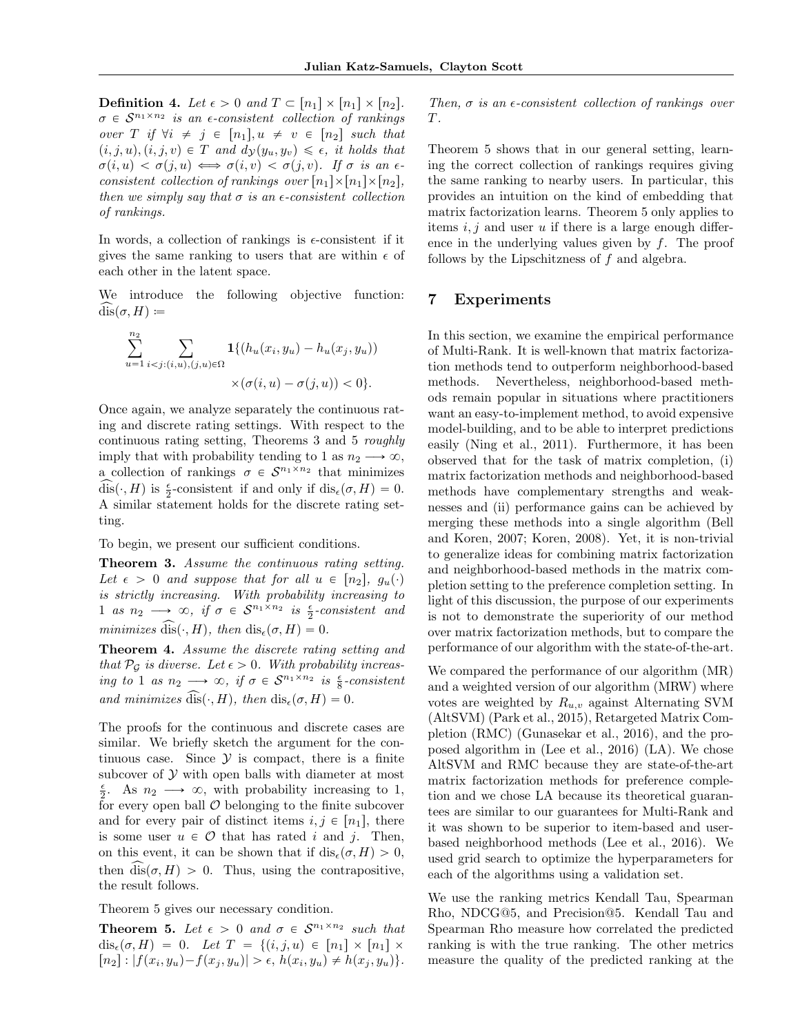**Definition 4.** *Let $\epsilon > 0$ and $T \subset [n_1] \times [n_1] \times [n_2]$. $\sigma \in \mathcal{S}^{n_1 \times n_2}$ is an $\epsilon$-consistent collection of rankings over $T$ if $\forall i \neq j \in [n_1], u \neq v \in [n_2]$ such that $(i, j, u), (i, j, v) \in T$ and $d_{\mathcal{Y}}(y_u, y_v) \leqslant \epsilon$, it holds that $\sigma(i, u) < \sigma(j, u) \iff \sigma(i, v) < \sigma(j, v)$. If $\sigma$ is an $\epsilon$-consistent collection of rankings over $[n_1] \times [n_1] \times [n_2]$, then we simply say that $\sigma$ is an $\epsilon$-consistent collection of rankings.*

In words, a collection of rankings is $\epsilon$-consistent if it gives the same ranking to users that are within $\epsilon$ of each other in the latent space.

We introduce the following objective function: $\widehat{\text{dis}}(\sigma, H) :=$

$$\sum_{u=1}^{n_2} \sum_{i<j:(i,u),(j,u) \in \Omega} \mathbf{1}\{(h_u(x_i, y_u) - h_u(x_j, y_u)) \times (\sigma(i, u) - \sigma(j, u)) < 0\}.$$

Once again, we analyze separately the continuous rating and discrete rating settings. With respect to the continuous rating setting, Theorems 3 and 5 *roughly* imply that with probability tending to 1 as $n_2 \longrightarrow \infty$, a collection of rankings $\sigma \in \mathcal{S}^{n_1 \times n_2}$ that minimizes $\widehat{\text{dis}}(\cdot, H)$ is $\frac{\epsilon}{2}$-consistent if and only if $\text{dis}_\epsilon(\sigma, H) = 0$. A similar statement holds for the discrete rating setting.

To begin, we present our sufficient conditions.

**Theorem 3.** *Assume the continuous rating setting. Let $\epsilon > 0$ and suppose that for all $u \in [n_2]$, $g_u(\cdot)$ is strictly increasing. With probability increasing to 1 as $n_2 \longrightarrow \infty$, if $\sigma \in \mathcal{S}^{n_1 \times n_2}$ is $\frac{\epsilon}{2}$-consistent and minimizes $\widehat{\text{dis}}(\cdot, H)$, then $\text{dis}_\epsilon(\sigma, H) = 0$.*

**Theorem 4.** *Assume the discrete rating setting and that $\mathcal{P}_{\mathcal{G}}$ is diverse. Let $\epsilon > 0$. With probability increasing to 1 as $n_2 \longrightarrow \infty$, if $\sigma \in \mathcal{S}^{n_1 \times n_2}$ is $\frac{\epsilon}{8}$-consistent and minimizes $\widehat{\text{dis}}(\cdot, H)$, then $\text{dis}_\epsilon(\sigma, H) = 0$.*

The proofs for the continuous and discrete cases are similar. We briefly sketch the argument for the continuous case. Since $\mathcal{Y}$ is compact, there is a finite subcover of $\mathcal{Y}$ with open balls with diameter at most $\frac{\epsilon}{2}$. As $n_2 \longrightarrow \infty$, with probability increasing to 1, for every open ball $\mathcal{O}$ belonging to the finite subcover and for every pair of distinct items $i, j \in [n_1]$, there is some user $u \in \mathcal{O}$ that has rated $i$ and $j$. Then, on this event, it can be shown that if $\text{dis}_\epsilon(\sigma, H) > 0$, then $\widehat{\text{dis}}(\sigma, H) > 0$. Thus, using the contrapositive, the result follows.

Theorem 5 gives our necessary condition.

**Theorem 5.** *Let $\epsilon > 0$ and $\sigma \in \mathcal{S}^{n_1 \times n_2}$ such that $\text{dis}_\epsilon(\sigma, H) = 0$. Let $T = \{(i, j, u) \in [n_1] \times [n_1] \times [n_2] : |f(x_i, y_u) - f(x_j, y_u)| > \epsilon,\ h(x_i, y_u) \neq h(x_j, y_u)\}$. Then, $\sigma$ is an $\epsilon$-consistent collection of rankings over $T$.*

Theorem 5 shows that in our general setting, learning the correct collection of rankings requires giving the same ranking to nearby users. In particular, this provides an intuition on the kind of embedding that matrix factorization learns. Theorem 5 only applies to items $i, j$ and user $u$ if there is a large enough difference in the underlying values given by $f$. The proof follows by the Lipschitzness of $f$ and algebra.

## 7 Experiments

In this section, we examine the empirical performance of Multi-Rank. It is well-known that matrix factorization methods tend to outperform neighborhood-based methods. Nevertheless, neighborhood-based methods remain popular in situations where practitioners want an easy-to-implement method, to avoid expensive model-building, and to be able to interpret predictions easily (Ning et al., 2011). Furthermore, it has been observed that for the task of matrix completion, (i) matrix factorization methods and neighborhood-based methods have complementary strengths and weaknesses and (ii) performance gains can be achieved by merging these methods into a single algorithm (Bell and Koren, 2007; Koren, 2008). Yet, it is non-trivial to generalize ideas for combining matrix factorization and neighborhood-based methods in the matrix completion setting to the preference completion setting. In light of this discussion, the purpose of our experiments is not to demonstrate the superiority of our method over matrix factorization methods, but to compare the performance of our algorithm with the state-of-the-art.

We compared the performance of our algorithm (MR) and a weighted version of our algorithm (MRW) where votes are weighted by $R_{u,v}$ against Alternating SVM (AltSVM) (Park et al., 2015), Retargeted Matrix Completion (RMC) (Gunasekar et al., 2016), and the proposed algorithm in (Lee et al., 2016) (LA). We chose AltSVM and RMC because they are state-of-the-art matrix factorization methods for preference completion and we chose LA because its theoretical guarantees are similar to our guarantees for Multi-Rank and it was shown to be superior to item-based and user-based neighborhood methods (Lee et al., 2016). We used grid search to optimize the hyperparameters for each of the algorithms using a validation set.

We use the ranking metrics Kendall Tau, Spearman Rho, NDCG@5, and Precision@5. Kendall Tau and Spearman Rho measure how correlated the predicted ranking is with the true ranking. The other metrics measure the quality of the predicted ranking at the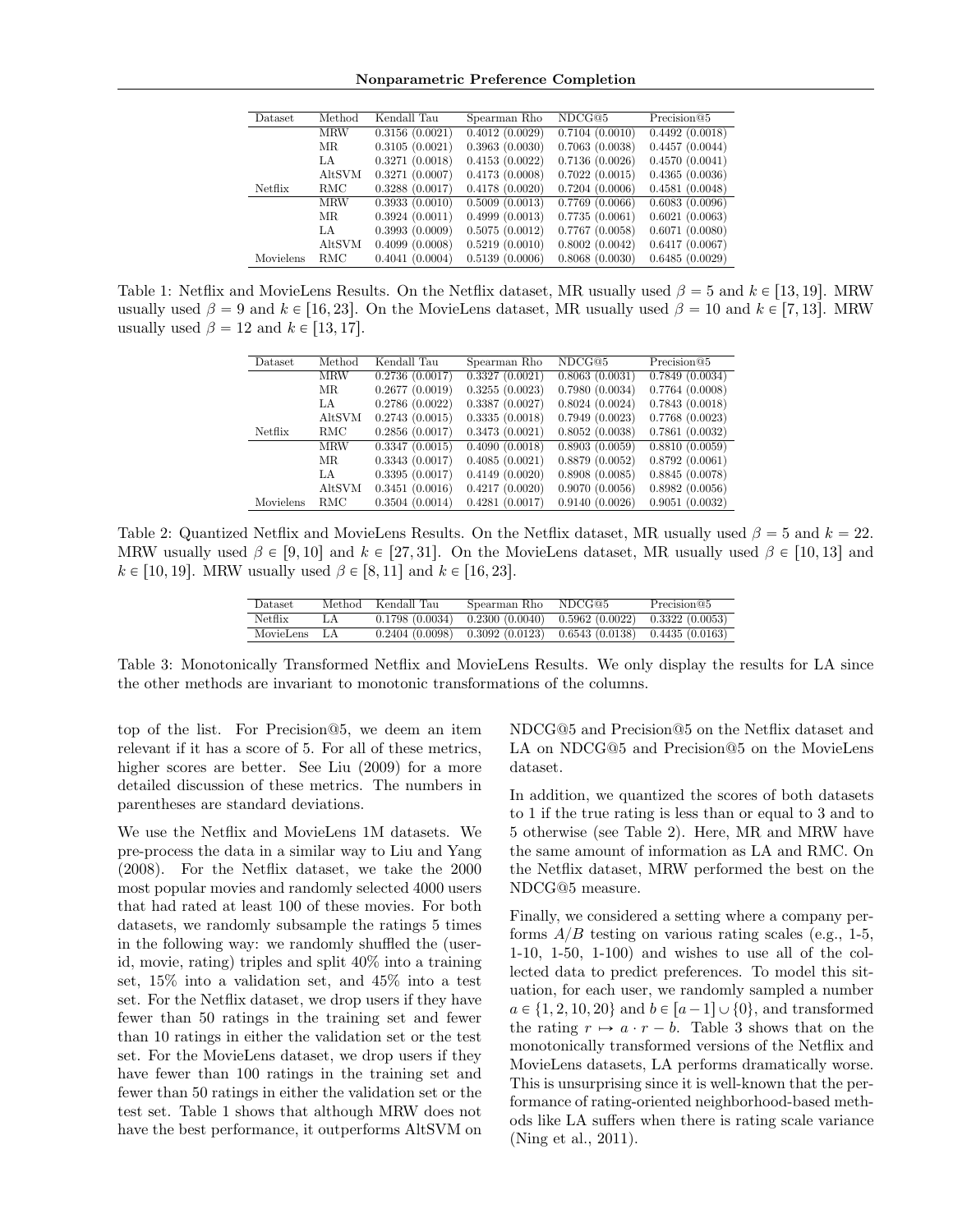| Dataset | Method | Kendall Tau | Spearman Rho | NDCG@5 | Precision@5 |
| --- | --- | --- | --- | --- | --- |
| | MRW | 0.3156 (0.0021) | 0.4012 (0.0029) | 0.7104 (0.0010) | 0.4492 (0.0018) |
| | MR | 0.3105 (0.0021) | 0.3963 (0.0030) | 0.7063 (0.0038) | 0.4457 (0.0044) |
| | LA | 0.3271 (0.0018) | 0.4153 (0.0022) | 0.7136 (0.0026) | 0.4570 (0.0041) |
| | AltSVM | 0.3271 (0.0007) | 0.4173 (0.0008) | 0.7022 (0.0015) | 0.4365 (0.0036) |
| Netflix | RMC | 0.3288 (0.0017) | 0.4178 (0.0020) | 0.7204 (0.0006) | 0.4581 (0.0048) |
| | MRW | 0.3933 (0.0010) | 0.5009 (0.0013) | 0.7769 (0.0066) | 0.6083 (0.0096) |
| | MR | 0.3924 (0.0011) | 0.4999 (0.0013) | 0.7735 (0.0061) | 0.6021 (0.0063) |
| | LA | 0.3993 (0.0009) | 0.5075 (0.0012) | 0.7767 (0.0058) | 0.6071 (0.0080) |
| | AltSVM | 0.4099 (0.0008) | 0.5219 (0.0010) | 0.8002 (0.0042) | 0.6417 (0.0067) |
| Movielens | RMC | 0.4041 (0.0004) | 0.5139 (0.0006) | 0.8068 (0.0030) | 0.6485 (0.0029) |

Table 1: Netflix and MovieLens Results. On the Netflix dataset, MR usually used $\beta = 5$ and $k \in [13, 19]$. MRW usually used $\beta = 9$ and $k \in [16, 23]$. On the MovieLens dataset, MR usually used $\beta = 10$ and $k \in [7, 13]$. MRW usually used $\beta = 12$ and $k \in [13, 17]$.

| Dataset | Method | Kendall Tau | Spearman Rho | NDCG@5 | Precision@5 |
| --- | --- | --- | --- | --- | --- |
| | MRW | 0.2736 (0.0017) | 0.3327 (0.0021) | 0.8063 (0.0031) | 0.7849 (0.0034) |
| | MR | 0.2677 (0.0019) | 0.3255 (0.0023) | 0.7980 (0.0034) | 0.7764 (0.0008) |
| | LA | 0.2786 (0.0022) | 0.3387 (0.0027) | 0.8024 (0.0024) | 0.7843 (0.0018) |
| | AltSVM | 0.2743 (0.0015) | 0.3335 (0.0018) | 0.7949 (0.0023) | 0.7768 (0.0023) |
| Netflix | RMC | 0.2856 (0.0017) | 0.3473 (0.0021) | 0.8052 (0.0038) | 0.7861 (0.0032) |
| | MRW | 0.3347 (0.0015) | 0.4090 (0.0018) | 0.8903 (0.0059) | 0.8810 (0.0059) |
| | MR | 0.3343 (0.0017) | 0.4085 (0.0021) | 0.8879 (0.0052) | 0.8792 (0.0061) |
| | LA | 0.3395 (0.0017) | 0.4149 (0.0020) | 0.8908 (0.0085) | 0.8845 (0.0078) |
| | AltSVM | 0.3451 (0.0016) | 0.4217 (0.0020) | 0.9070 (0.0056) | 0.8982 (0.0056) |
| Movielens | RMC | 0.3504 (0.0014) | 0.4281 (0.0017) | 0.9140 (0.0026) | 0.9051 (0.0032) |

Table 2: Quantized Netflix and MovieLens Results. On the Netflix dataset, MR usually used $\beta = 5$ and $k = 22$. MRW usually used $\beta \in [9, 10]$ and $k \in [27, 31]$. On the MovieLens dataset, MR usually used $\beta \in [10, 13]$ and $k \in [10, 19]$. MRW usually used $\beta \in [8, 11]$ and $k \in [16, 23]$.

| Dataset | Method | Kendall Tau | Spearman Rho | NDCG@5 | Precision@5 |
| --- | --- | --- | --- | --- | --- |
| Netflix | LA | 0.1798 (0.0034) | 0.2300 (0.0040) | 0.5962 (0.0022) | 0.3322 (0.0053) |
| MovieLens | LA | 0.2404 (0.0098) | 0.3092 (0.0123) | 0.6543 (0.0138) | 0.4435 (0.0163) |

Table 3: Monotonically Transformed Netflix and MovieLens Results. We only display the results for LA since the other methods are invariant to monotonic transformations of the columns.

top of the list. For Precision@5, we deem an item relevant if it has a score of 5. For all of these metrics, higher scores are better. See Liu (2009) for a more detailed discussion of these metrics. The numbers in parentheses are standard deviations.

We use the Netflix and MovieLens 1M datasets. We pre-process the data in a similar way to Liu and Yang (2008). For the Netflix dataset, we take the 2000 most popular movies and randomly selected 4000 users that had rated at least 100 of these movies. For both datasets, we randomly subsample the ratings 5 times in the following way: we randomly shuffled the (user-id, movie, rating) triples and split 40% into a training set, 15% into a validation set, and 45% into a test set. For the Netflix dataset, we drop users if they have fewer than 50 ratings in the training set and fewer than 10 ratings in either the validation set or the test set. For the MovieLens dataset, we drop users if they have fewer than 100 ratings in the training set and fewer than 50 ratings in either the validation set or the test set. Table 1 shows that although MRW does not have the best performance, it outperforms AltSVM on NDCG@5 and Precision@5 on the Netflix dataset and LA on NDCG@5 and Precision@5 on the MovieLens dataset.

In addition, we quantized the scores of both datasets to 1 if the true rating is less than or equal to 3 and to 5 otherwise (see Table 2). Here, MR and MRW have the same amount of information as LA and RMC. On the Netflix dataset, MRW performed the best on the NDCG@5 measure.

Finally, we considered a setting where a company performs $A/B$ testing on various rating scales (e.g., 1-5, 1-10, 1-50, 1-100) and wishes to use all of the collected data to predict preferences. To model this situation, for each user, we randomly sampled a number $a \in \{1, 2, 10, 20\}$ and $b \in [a-1] \cup \{0\}$, and transformed the rating $r \mapsto a \cdot r - b$. Table 3 shows that on the monotonically transformed versions of the Netflix and MovieLens datasets, LA performs dramatically worse. This is unsurprising since it is well-known that the performance of rating-oriented neighborhood-based methods like LA suffers when there is rating scale variance (Ning et al., 2011).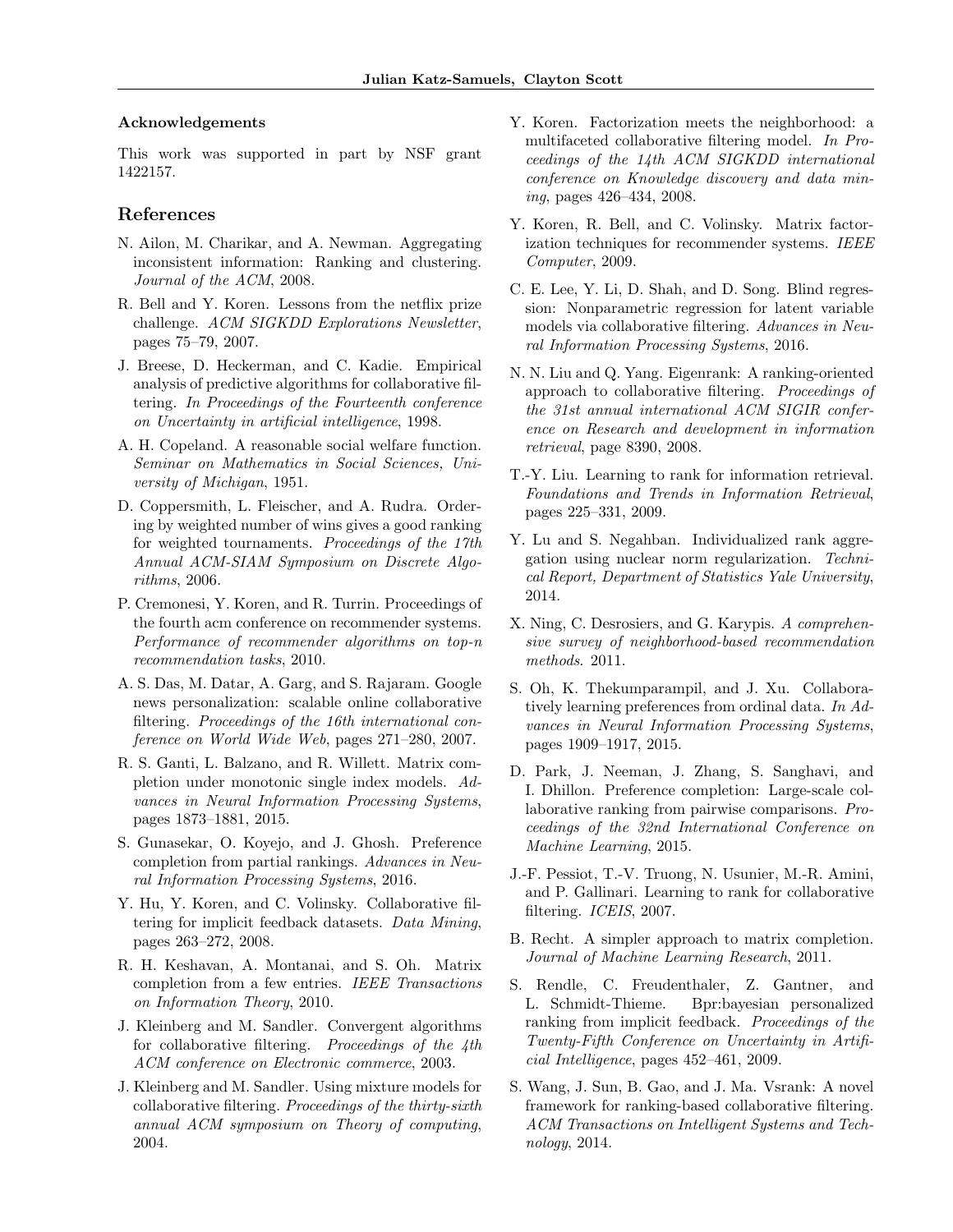### Acknowledgements

This work was supported in part by NSF grant 1422157.

## References

N. Ailon, M. Charikar, and A. Newman. Aggregating inconsistent information: Ranking and clustering. *Journal of the ACM*, 2008.

R. Bell and Y. Koren. Lessons from the netflix prize challenge. *ACM SIGKDD Explorations Newsletter*, pages 75–79, 2007.

J. Breese, D. Heckerman, and C. Kadie. Empirical analysis of predictive algorithms for collaborative filtering. *In Proceedings of the Fourteenth conference on Uncertainty in artificial intelligence*, 1998.

A. H. Copeland. A reasonable social welfare function. *Seminar on Mathematics in Social Sciences, University of Michigan*, 1951.

D. Coppersmith, L. Fleischer, and A. Rudra. Ordering by weighted number of wins gives a good ranking for weighted tournaments. *Proceedings of the 17th Annual ACM-SIAM Symposium on Discrete Algorithms*, 2006.

P. Cremonesi, Y. Koren, and R. Turrin. Proceedings of the fourth acm conference on recommender systems. *Performance of recommender algorithms on top-n recommendation tasks*, 2010.

A. S. Das, M. Datar, A. Garg, and S. Rajaram. Google news personalization: scalable online collaborative filtering. *Proceedings of the 16th international conference on World Wide Web*, pages 271–280, 2007.

R. S. Ganti, L. Balzano, and R. Willett. Matrix completion under monotonic single index models. *Advances in Neural Information Processing Systems*, pages 1873–1881, 2015.

S. Gunasekar, O. Koyejo, and J. Ghosh. Preference completion from partial rankings. *Advances in Neural Information Processing Systems*, 2016.

Y. Hu, Y. Koren, and C. Volinsky. Collaborative filtering for implicit feedback datasets. *Data Mining*, pages 263–272, 2008.

R. H. Keshavan, A. Montanai, and S. Oh. Matrix completion from a few entries. *IEEE Transactions on Information Theory*, 2010.

J. Kleinberg and M. Sandler. Convergent algorithms for collaborative filtering. *Proceedings of the 4th ACM conference on Electronic commerce*, 2003.

J. Kleinberg and M. Sandler. Using mixture models for collaborative filtering. *Proceedings of the thirty-sixth annual ACM symposium on Theory of computing*, 2004.

Y. Koren. Factorization meets the neighborhood: a multifaceted collaborative filtering model. *In Proceedings of the 14th ACM SIGKDD international conference on Knowledge discovery and data mining*, pages 426–434, 2008.

Y. Koren, R. Bell, and C. Volinsky. Matrix factorization techniques for recommender systems. *IEEE Computer*, 2009.

C. E. Lee, Y. Li, D. Shah, and D. Song. Blind regression: Nonparametric regression for latent variable models via collaborative filtering. *Advances in Neural Information Processing Systems*, 2016.

N. N. Liu and Q. Yang. Eigenrank: A ranking-oriented approach to collaborative filtering. *Proceedings of the 31st annual international ACM SIGIR conference on Research and development in information retrieval*, page 8390, 2008.

T.-Y. Liu. Learning to rank for information retrieval. *Foundations and Trends in Information Retrieval*, pages 225–331, 2009.

Y. Lu and S. Negahban. Individualized rank aggregation using nuclear norm regularization. *Technical Report, Department of Statistics Yale University*, 2014.

X. Ning, C. Desrosiers, and G. Karypis. *A comprehensive survey of neighborhood-based recommendation methods*. 2011.

S. Oh, K. Thekumparampil, and J. Xu. Collaboratively learning preferences from ordinal data. *In Advances in Neural Information Processing Systems*, pages 1909–1917, 2015.

D. Park, J. Neeman, J. Zhang, S. Sanghavi, and I. Dhillon. Preference completion: Large-scale collaborative ranking from pairwise comparisons. *Proceedings of the 32nd International Conference on Machine Learning*, 2015.

J.-F. Pessiot, T.-V. Truong, N. Usunier, M.-R. Amini, and P. Gallinari. Learning to rank for collaborative filtering. *ICEIS*, 2007.

B. Recht. A simpler approach to matrix completion. *Journal of Machine Learning Research*, 2011.

S. Rendle, C. Freudenthaler, Z. Gantner, and L. Schmidt-Thieme. Bpr:bayesian personalized ranking from implicit feedback. *Proceedings of the Twenty-Fifth Conference on Uncertainty in Artificial Intelligence*, pages 452–461, 2009.

S. Wang, J. Sun, B. Gao, and J. Ma. Vsrank: A novel framework for ranking-based collaborative filtering. *ACM Transactions on Intelligent Systems and Technology*, 2014.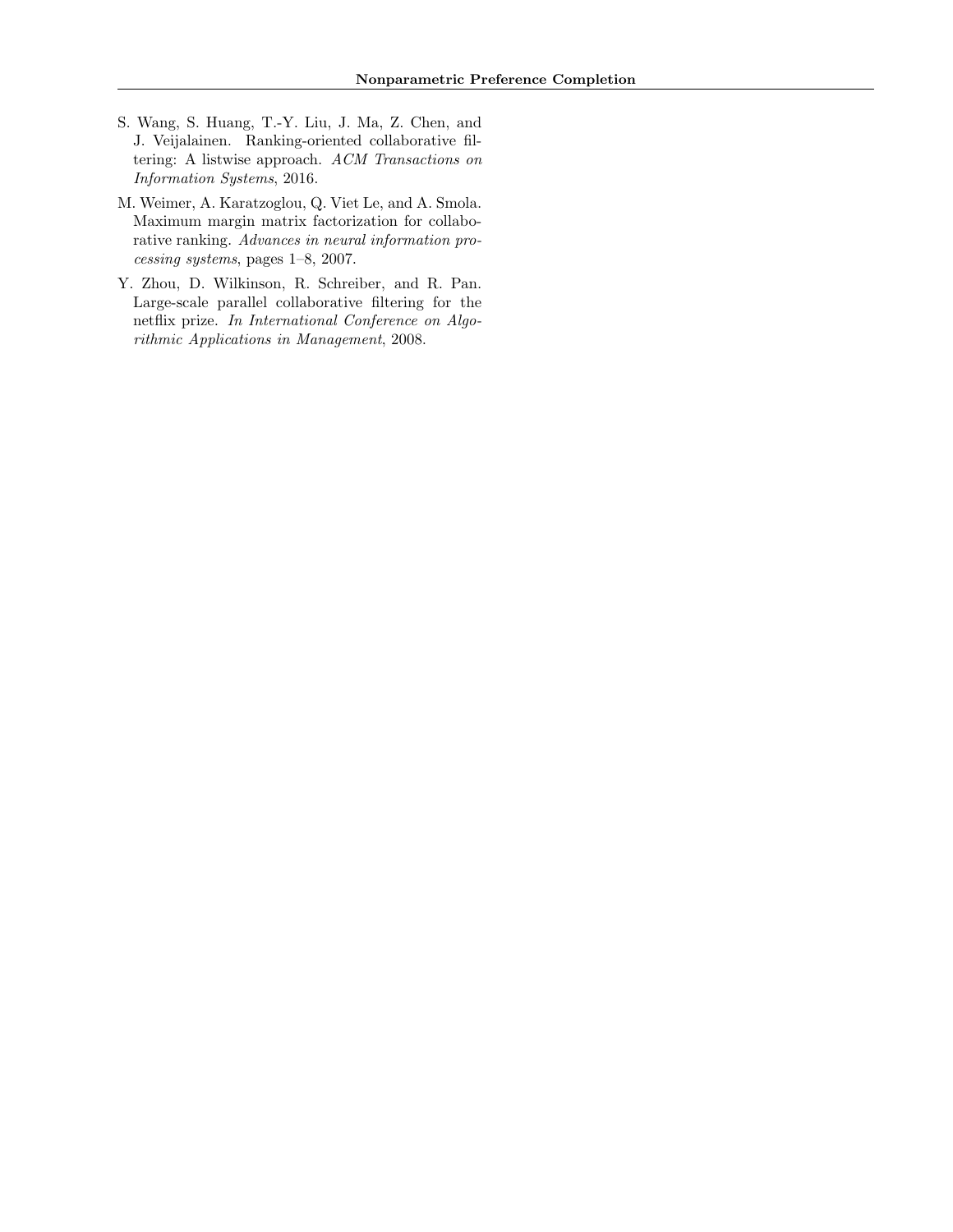S. Wang, S. Huang, T.-Y. Liu, J. Ma, Z. Chen, and J. Veijalainen. Ranking-oriented collaborative filtering: A listwise approach. *ACM Transactions on Information Systems*, 2016.

M. Weimer, A. Karatzoglou, Q. Viet Le, and A. Smola. Maximum margin matrix factorization for collaborative ranking. *Advances in neural information processing systems*, pages 1–8, 2007.

Y. Zhou, D. Wilkinson, R. Schreiber, and R. Pan. Large-scale parallel collaborative filtering for the netflix prize. *In International Conference on Algorithmic Applications in Management*, 2008.